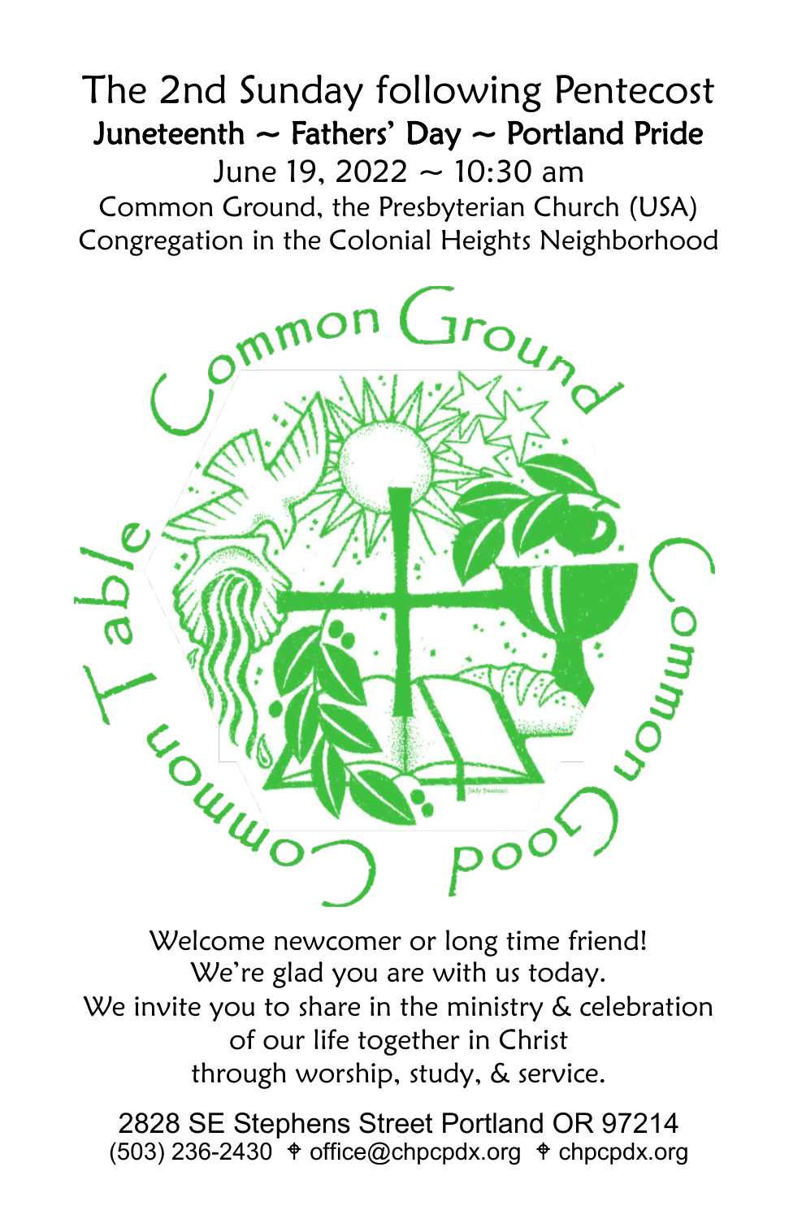# The 2nd Sunday following Pentecost

## Juneteenth ~ Fathers' Day ~ Portland Pride

June 19, 2022 ~ 10:30 am

Common Ground, the Presbyterian Church (USA) Congregation in the Colonial Heights Neighborhood

Common Ground Common Good Common Table

Welcome newcomer or long time friend!
We're glad you are with us today.
We invite you to share in the ministry & celebration of our life together in Christ through worship, study, & service.

2828 SE Stephens Street Portland OR 97214
(503) 236-2430 ⌖ office@chpcpdx.org ⌖ chpcpdx.org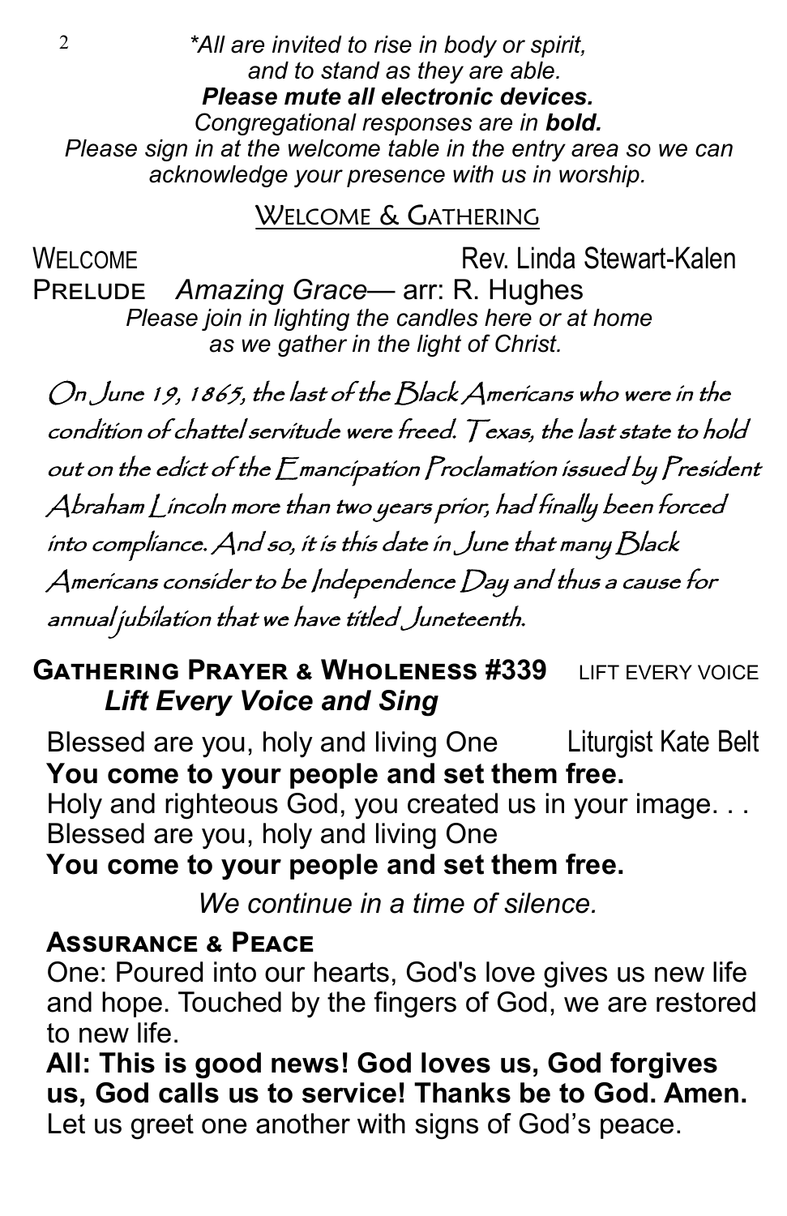*\*All are invited to rise in body or spirit, and to stand as they are able.*
***Please mute all electronic devices.***
*Congregational responses are in **bold.***
*Please sign in at the welcome table in the entry area so we can acknowledge your presence with us in worship.*

## Welcome & Gathering

Welcome — Rev. Linda Stewart-Kalen

Prelude *Amazing Grace*— arr: R. Hughes

*Please join in lighting the candles here or at home as we gather in the light of Christ.*

*On June 19, 1865, the last of the Black Americans who were in the condition of chattel servitude were freed. Texas, the last state to hold out on the edict of the Emancipation Proclamation issued by President Abraham Lincoln more than two years prior, had finally been forced into compliance. And so, it is this date in June that many Black Americans consider to be Independence Day and thus a cause for annual jubilation that we have titled Juneteenth.*

### Gathering Prayer & Wholeness #339 LIFT EVERY VOICE

***Lift Every Voice and Sing***

Blessed are you, holy and living One — Liturgist Kate Belt
**You come to your people and set them free.**
Holy and righteous God, you created us in your image. . .
Blessed are you, holy and living One
**You come to your people and set them free.**

*We continue in a time of silence.*

### Assurance & Peace

One: Poured into our hearts, God's love gives us new life and hope. Touched by the fingers of God, we are restored to new life.
**All: This is good news! God loves us, God forgives us, God calls us to service! Thanks be to God. Amen.**
Let us greet one another with signs of God's peace.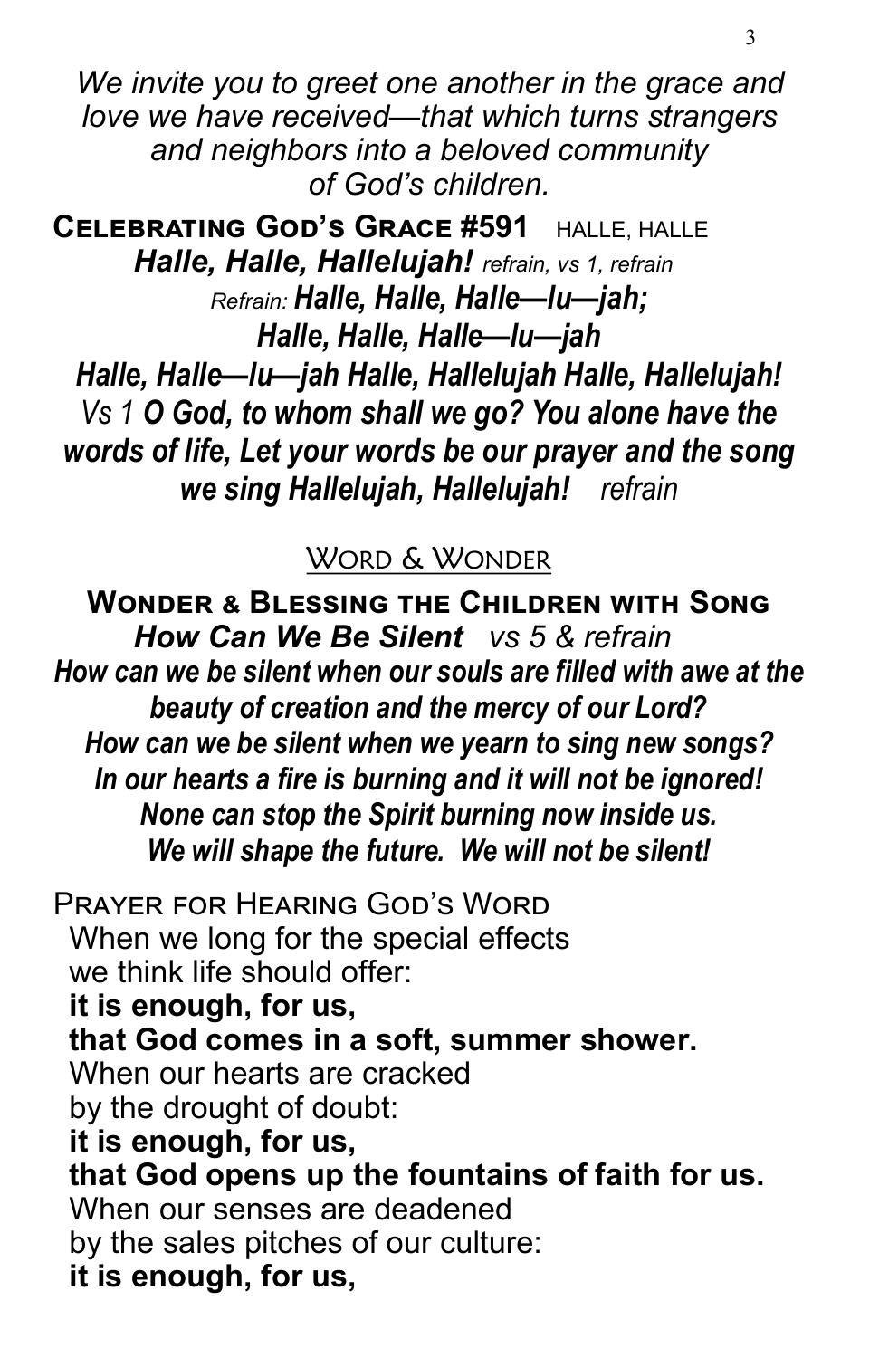*We invite you to greet one another in the grace and love we have received—that which turns strangers and neighbors into a beloved community of God's children.*

**Celebrating God's Grace #591** HALLE, HALLE

***Halle, Halle, Hallelujah!*** *refrain, vs 1, refrain*

*Refrain:* ***Halle, Halle, Halle—lu—jah;***
***Halle, Halle, Halle—lu—jah***
***Halle, Halle—lu—jah Halle, Hallelujah Halle, Hallelujah!***

*Vs 1* ***O God, to whom shall we go? You alone have the words of life, Let your words be our prayer and the song we sing Hallelujah, Hallelujah!*** *refrain*

## Word & Wonder

**Wonder & Blessing the Children with Song**

***How Can We Be Silent*** *vs 5 & refrain*

***How can we be silent when our souls are filled with awe at the beauty of creation and the mercy of our Lord?***
***How can we be silent when we yearn to sing new songs?***
***In our hearts a fire is burning and it will not be ignored!***
***None can stop the Spirit burning now inside us.***
***We will shape the future. We will not be silent!***

Prayer for Hearing God's Word

When we long for the special effects
we think life should offer:
**it is enough, for us,**
**that God comes in a soft, summer shower.**
When our hearts are cracked
by the drought of doubt:
**it is enough, for us,**
**that God opens up the fountains of faith for us.**
When our senses are deadened
by the sales pitches of our culture:
**it is enough, for us,**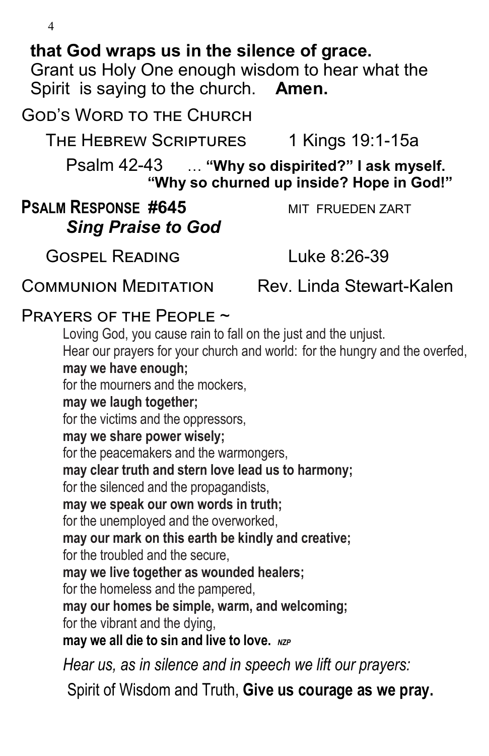**that God wraps us in the silence of grace.**
Grant us Holy One enough wisdom to hear what the Spirit is saying to the church. **Amen.**

## God's Word to the Church

The Hebrew Scriptures — 1 Kings 19:1-15a

Psalm 42-43 … **"Why so dispirited?" I ask myself. "Why so churned up inside? Hope in God!"**

**Psalm Response #645** — MIT FRUEDEN ZART
***Sing Praise to God***

Gospel Reading — Luke 8:26-39

Communion Meditation — Rev. Linda Stewart-Kalen

## Prayers of the People ~

Loving God, you cause rain to fall on the just and the unjust.
Hear our prayers for your church and world: for the hungry and the overfed,
**may we have enough;**
for the mourners and the mockers,
**may we laugh together;**
for the victims and the oppressors,
**may we share power wisely;**
for the peacemakers and the warmongers,
**may clear truth and stern love lead us to harmony;**
for the silenced and the propagandists,
**may we speak our own words in truth;**
for the unemployed and the overworked,
**may our mark on this earth be kindly and creative;**
for the troubled and the secure,
**may we live together as wounded healers;**
for the homeless and the pampered,
**may our homes be simple, warm, and welcoming;**
for the vibrant and the dying,
**may we all die to sin and live to love.** *NZP*

*Hear us, as in silence and in speech we lift our prayers:*

Spirit of Wisdom and Truth, **Give us courage as we pray.**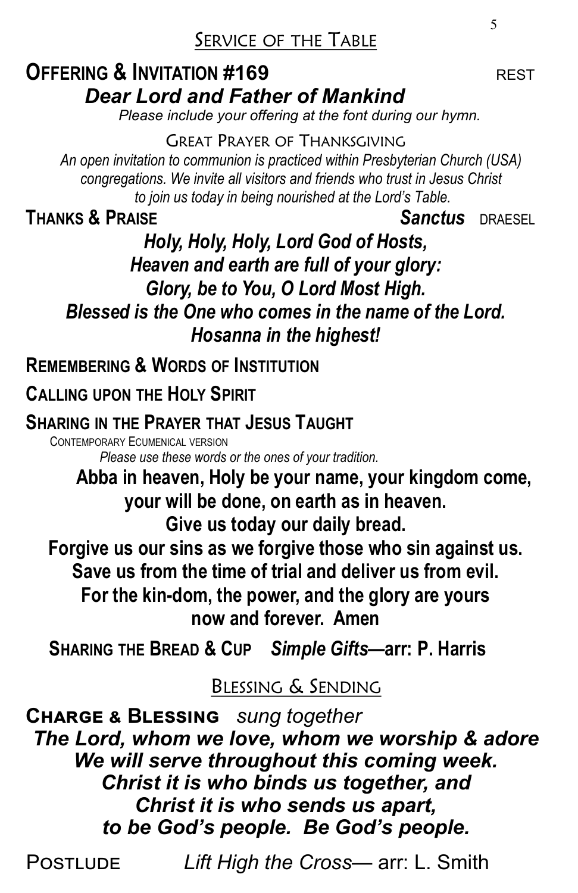## Service of the Table

**OFFERING & INVITATION #169** REST

***Dear Lord and Father of Mankind***

*Please include your offering at the font during our hymn.*

### Great Prayer of Thanksgiving

*An open invitation to communion is practiced within Presbyterian Church (USA) congregations. We invite all visitors and friends who trust in Jesus Christ to join us today in being nourished at the Lord's Table.*

**THANKS & PRAISE** ***Sanctus*** DRAESEL

***Holy, Holy, Holy, Lord God of Hosts,***
***Heaven and earth are full of your glory:***
***Glory, be to You, O Lord Most High.***
***Blessed is the One who comes in the name of the Lord.***
***Hosanna in the highest!***

**REMEMBERING & WORDS OF INSTITUTION**

**CALLING UPON THE HOLY SPIRIT**

**SHARING IN THE PRAYER THAT JESUS TAUGHT**

CONTEMPORARY ECUMENICAL VERSION

*Please use these words or the ones of your tradition.*

**Abba in heaven, Holy be your name, your kingdom come,**
**your will be done, on earth as in heaven.**
**Give us today our daily bread.**
**Forgive us our sins as we forgive those who sin against us.**
**Save us from the time of trial and deliver us from evil.**
**For the kin-dom, the power, and the glory are yours**
**now and forever. Amen**

**SHARING THE BREAD & CUP** ***Simple Gifts*****—arr: P. Harris**

## Blessing & Sending

**CHARGE & BLESSING** *sung together*

***The Lord, whom we love, whom we worship & adore***
***We will serve throughout this coming week.***
***Christ it is who binds us together, and***
***Christ it is who sends us apart,***
***to be God's people. Be God's people.***

POSTLUDE *Lift High the Cross*— arr: L. Smith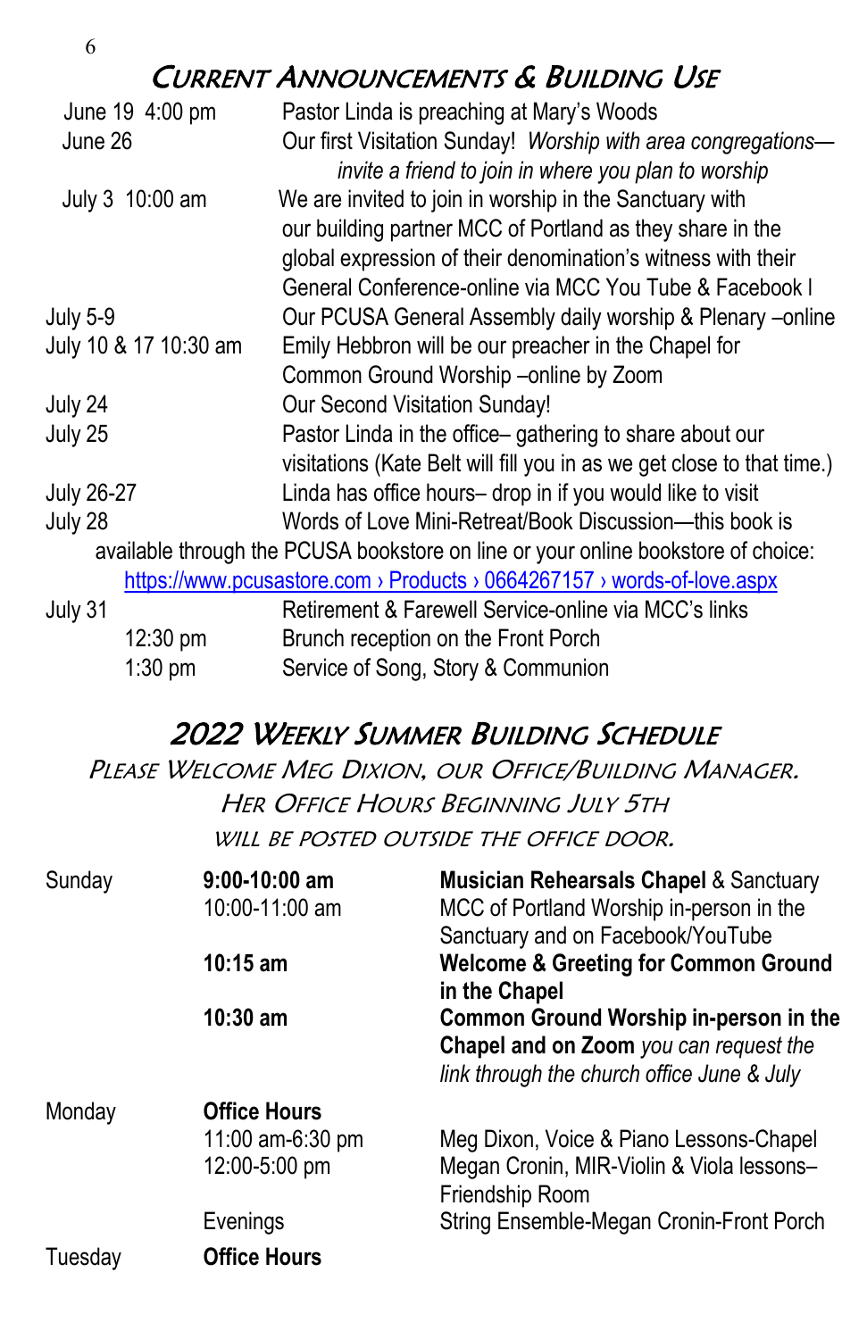## Current Announcements & Building Use

| | |
|---|---|
| June 19 4:00 pm | Pastor Linda is preaching at Mary's Woods |
| June 26 | Our first Visitation Sunday! *Worship with area congregations—invite a friend to join in where you plan to worship* |
| July 3 10:00 am | We are invited to join in worship in the Sanctuary with our building partner MCC of Portland as they share in the global expression of their denomination's witness with their General Conference-online via MCC You Tube & Facebook l |
| July 5-9 | Our PCUSA General Assembly daily worship & Plenary –online |
| July 10 & 17 10:30 am | Emily Hebbron will be our preacher in the Chapel for Common Ground Worship –online by Zoom |
| July 24 | Our Second Visitation Sunday! |
| July 25 | Pastor Linda in the office– gathering to share about our visitations (Kate Belt will fill you in as we get close to that time.) |
| July 26-27 | Linda has office hours– drop in if you would like to visit |
| July 28 | Words of Love Mini-Retreat/Book Discussion—this book is available through the PCUSA bookstore on line or your online bookstore of choice: https://www.pcusastore.com › Products › 0664267157 › words-of-love.aspx |
| July 31 | Retirement & Farewell Service-online via MCC's links |
| 12:30 pm | Brunch reception on the Front Porch |
| 1:30 pm | Service of Song, Story & Communion |

## 2022 Weekly Summer Building Schedule

*Please Welcome Meg Dixion, our Office/Building Manager.*
*Her Office Hours Beginning July 5th*
*will be posted outside the office door.*

| | | |
|---|---|---|
| Sunday | **9:00-10:00 am** | **Musician Rehearsals Chapel** & Sanctuary |
| | 10:00-11:00 am | MCC of Portland Worship in-person in the Sanctuary and on Facebook/YouTube |
| | **10:15 am** | **Welcome & Greeting for Common Ground in the Chapel** |
| | **10:30 am** | **Common Ground Worship in-person in the Chapel and on Zoom** *you can request the link through the church office June & July* |
| Monday | **Office Hours** | |
| | 11:00 am-6:30 pm | Meg Dixon, Voice & Piano Lessons-Chapel |
| | 12:00-5:00 pm | Megan Cronin, MIR-Violin & Viola lessons–Friendship Room |
| | Evenings | String Ensemble-Megan Cronin-Front Porch |
| Tuesday | **Office Hours** | |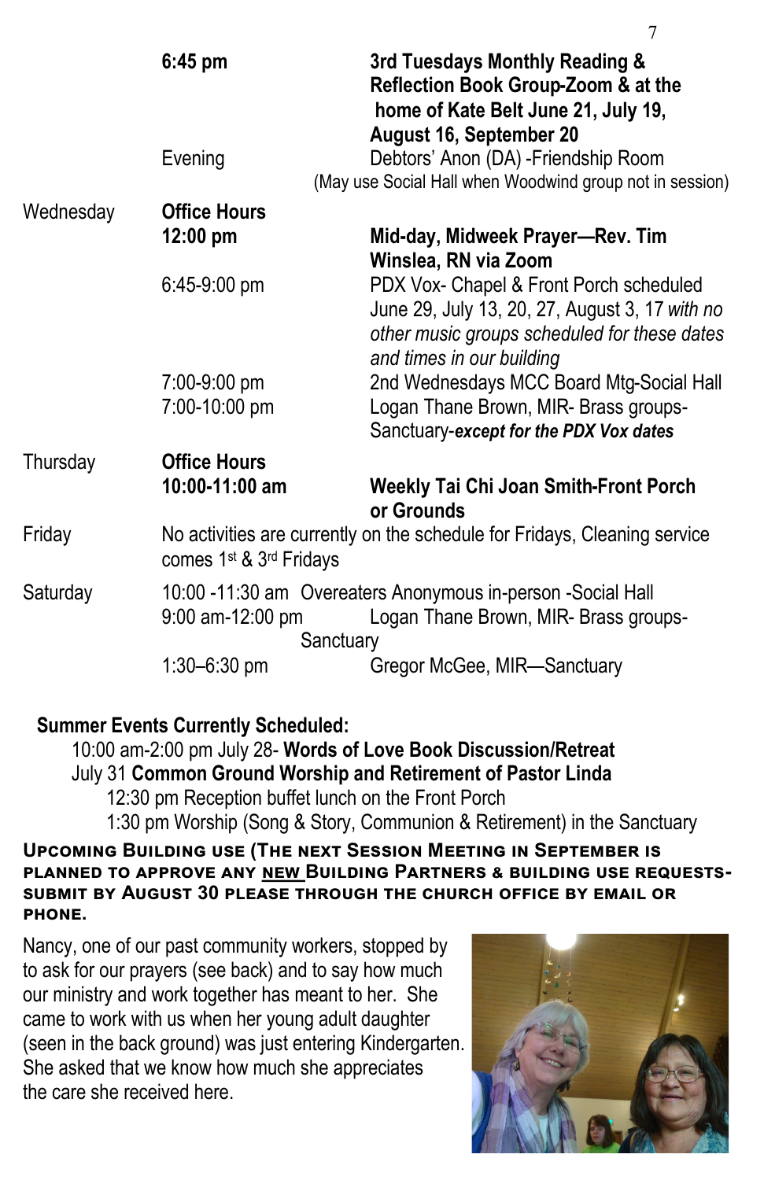| | | |
|---|---|---|
| | **6:45 pm** | **3rd Tuesdays Monthly Reading & Reflection Book Group-Zoom & at the home of Kate Belt June 21, July 19, August 16, September 20** |
| | Evening | Debtors' Anon (DA) -Friendship Room (May use Social Hall when Woodwind group not in session) |
| Wednesday | **Office Hours** | |
| | **12:00 pm** | **Mid-day, Midweek Prayer—Rev. Tim Winslea, RN via Zoom** |
| | 6:45-9:00 pm | PDX Vox- Chapel & Front Porch scheduled June 29, July 13, 20, 27, August 3, 17 *with no other music groups scheduled for these dates and times in our building* |
| | 7:00-9:00 pm | 2nd Wednesdays MCC Board Mtg-Social Hall |
| | 7:00-10:00 pm | Logan Thane Brown, MIR- Brass groups-Sanctuary-***except for the PDX Vox dates*** |
| Thursday | **Office Hours** | |
| | **10:00-11:00 am** | **Weekly Tai Chi Joan Smith-Front Porch or Grounds** |
| Friday | No activities are currently on the schedule for Fridays, Cleaning service comes 1st & 3rd Fridays | |
| Saturday | 10:00 -11:30 am | Overeaters Anonymous in-person -Social Hall |
| | 9:00 am-12:00 pm | Logan Thane Brown, MIR- Brass groups-Sanctuary |
| | 1:30–6:30 pm | Gregor McGee, MIR—Sanctuary |

**Summer Events Currently Scheduled:**

10:00 am-2:00 pm July 28- **Words of Love Book Discussion/Retreat**

July 31 **Common Ground Worship and Retirement of Pastor Linda**

12:30 pm Reception buffet lunch on the Front Porch

1:30 pm Worship (Song & Story, Communion & Retirement) in the Sanctuary

**UPCOMING BUILDING USE (THE NEXT SESSION MEETING IN SEPTEMBER IS PLANNED TO APPROVE ANY NEW BUILDING PARTNERS & BUILDING USE REQUESTS-SUBMIT BY AUGUST 30 PLEASE THROUGH THE CHURCH OFFICE BY EMAIL OR PHONE.**

Nancy, one of our past community workers, stopped by to ask for our prayers (see back) and to say how much our ministry and work together has meant to her. She came to work with us when her young adult daughter (seen in the back ground) was just entering Kindergarten. She asked that we know how much she appreciates the care she received here.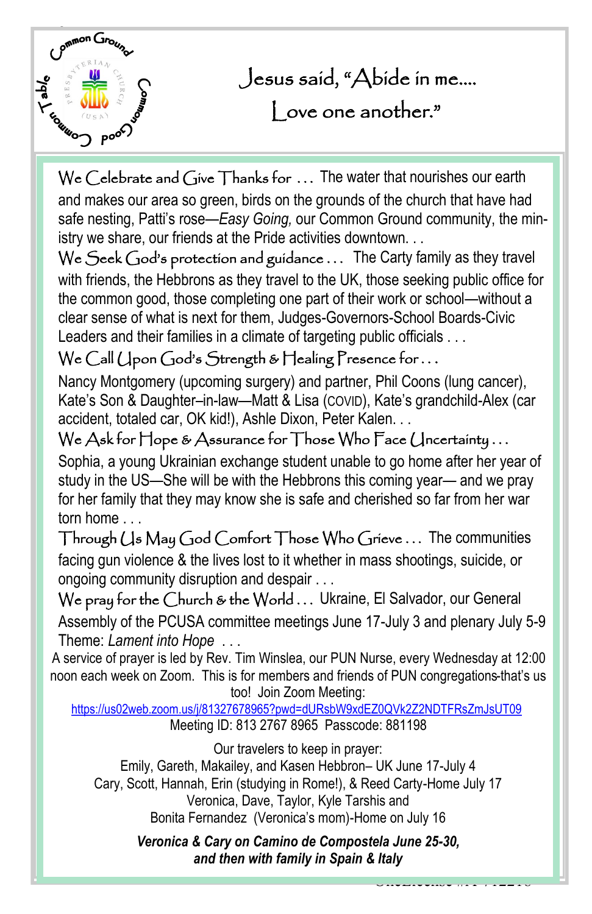Jesus said, "Abide in me….

Love one another."

We Celebrate and Give Thanks for … The water that nourishes our earth and makes our area so green, birds on the grounds of the church that have had safe nesting, Patti's rose—*Easy Going,* our Common Ground community, the ministry we share, our friends at the Pride activities downtown. . .

We Seek God's protection and guidance … The Carty family as they travel with friends, the Hebbrons as they travel to the UK, those seeking public office for the common good, those completing one part of their work or school—without a clear sense of what is next for them, Judges-Governors-School Boards-Civic Leaders and their families in a climate of targeting public officials . . .

We Call Upon God's Strength & Healing Presence for…

Nancy Montgomery (upcoming surgery) and partner, Phil Coons (lung cancer), Kate's Son & Daughter–in-law—Matt & Lisa (COVID), Kate's grandchild-Alex (car accident, totaled car, OK kid!), Ashle Dixon, Peter Kalen. . .

We Ask for Hope & Assurance for Those Who Face Uncertainty…

Sophia, a young Ukrainian exchange student unable to go home after her year of study in the US—She will be with the Hebbrons this coming year— and we pray for her family that they may know she is safe and cherished so far from her war torn home . . .

Through Us May God Comfort Those Who Grieve… The communities facing gun violence & the lives lost to it whether in mass shootings, suicide, or ongoing community disruption and despair . . .

We pray for the Church & the World… Ukraine, El Salvador, our General Assembly of the PCUSA committee meetings June 17-July 3 and plenary July 5-9 Theme: *Lament into Hope* . . .

A service of prayer is led by Rev. Tim Winslea, our PUN Nurse, every Wednesday at 12:00 noon each week on Zoom. This is for members and friends of PUN congregations-that's us too! Join Zoom Meeting:

https://us02web.zoom.us/j/81327678965?pwd=dURsbW9xdEZ0QVk2Z2NDTFRsZmJsUT09

Meeting ID: 813 2767 8965 Passcode: 881198

Our travelers to keep in prayer:

Emily, Gareth, Makailey, and Kasen Hebbron– UK June 17-July 4

Cary, Scott, Hannah, Erin (studying in Rome!), & Reed Carty-Home July 17

Veronica, Dave, Taylor, Kyle Tarshis and

Bonita Fernandez (Veronica's mom)-Home on July 16

***Veronica & Cary on Camino de Compostela June 25-30, and then with family in Spain & Italy***